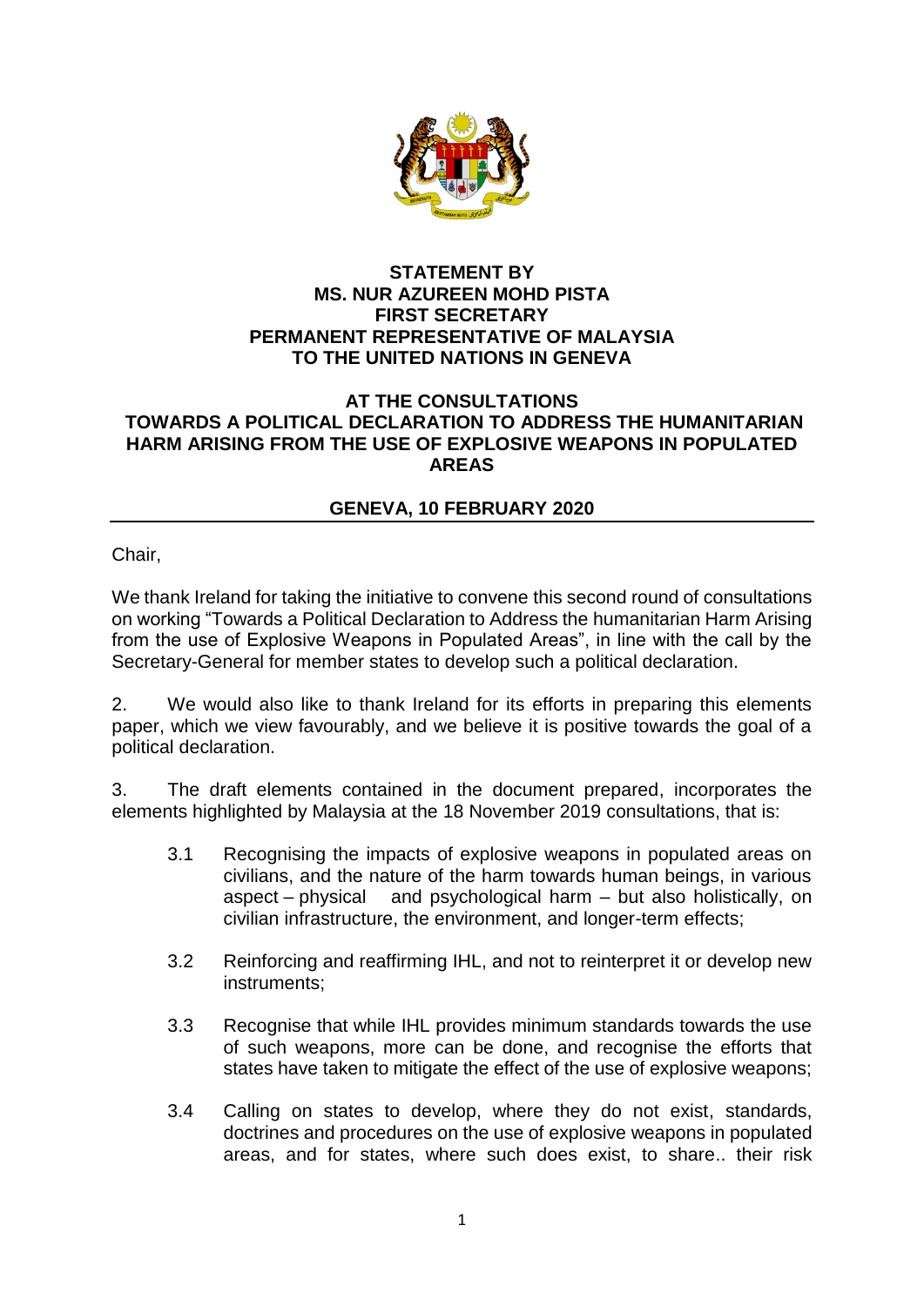**STATEMENT BY**
**MS. NUR AZUREEN MOHD PISTA**
**FIRST SECRETARY**
**PERMANENT REPRESENTATIVE OF MALAYSIA**
**TO THE UNITED NATIONS IN GENEVA**

**AT THE CONSULTATIONS**
**TOWARDS A POLITICAL DECLARATION TO ADDRESS THE HUMANITARIAN HARM ARISING FROM THE USE OF EXPLOSIVE WEAPONS IN POPULATED AREAS**

**GENEVA, 10 FEBRUARY 2020**

---

Chair,

We thank Ireland for taking the initiative to convene this second round of consultations on working "Towards a Political Declaration to Address the humanitarian Harm Arising from the use of Explosive Weapons in Populated Areas", in line with the call by the Secretary-General for member states to develop such a political declaration.

2. We would also like to thank Ireland for its efforts in preparing this elements paper, which we view favourably, and we believe it is positive towards the goal of a political declaration.

3. The draft elements contained in the document prepared, incorporates the elements highlighted by Malaysia at the 18 November 2019 consultations, that is:

3.1 Recognising the impacts of explosive weapons in populated areas on civilians, and the nature of the harm towards human beings, in various aspect – physical and psychological harm – but also holistically, on civilian infrastructure, the environment, and longer-term effects;

3.2 Reinforcing and reaffirming IHL, and not to reinterpret it or develop new instruments;

3.3 Recognise that while IHL provides minimum standards towards the use of such weapons, more can be done, and recognise the efforts that states have taken to mitigate the effect of the use of explosive weapons;

3.4 Calling on states to develop, where they do not exist, standards, doctrines and procedures on the use of explosive weapons in populated areas, and for states, where such does exist, to share.. their risk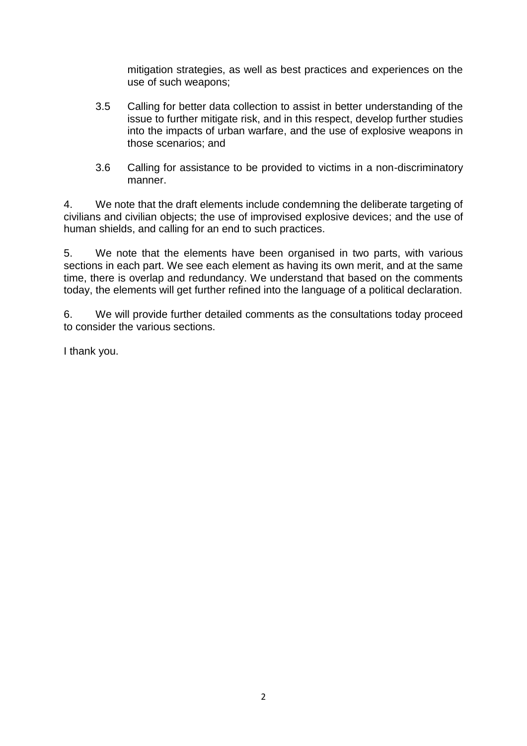mitigation strategies, as well as best practices and experiences on the use of such weapons;

3.5 Calling for better data collection to assist in better understanding of the issue to further mitigate risk, and in this respect, develop further studies into the impacts of urban warfare, and the use of explosive weapons in those scenarios; and

3.6 Calling for assistance to be provided to victims in a non-discriminatory manner.

4. We note that the draft elements include condemning the deliberate targeting of civilians and civilian objects; the use of improvised explosive devices; and the use of human shields, and calling for an end to such practices.

5. We note that the elements have been organised in two parts, with various sections in each part. We see each element as having its own merit, and at the same time, there is overlap and redundancy. We understand that based on the comments today, the elements will get further refined into the language of a political declaration.

6. We will provide further detailed comments as the consultations today proceed to consider the various sections.

I thank you.